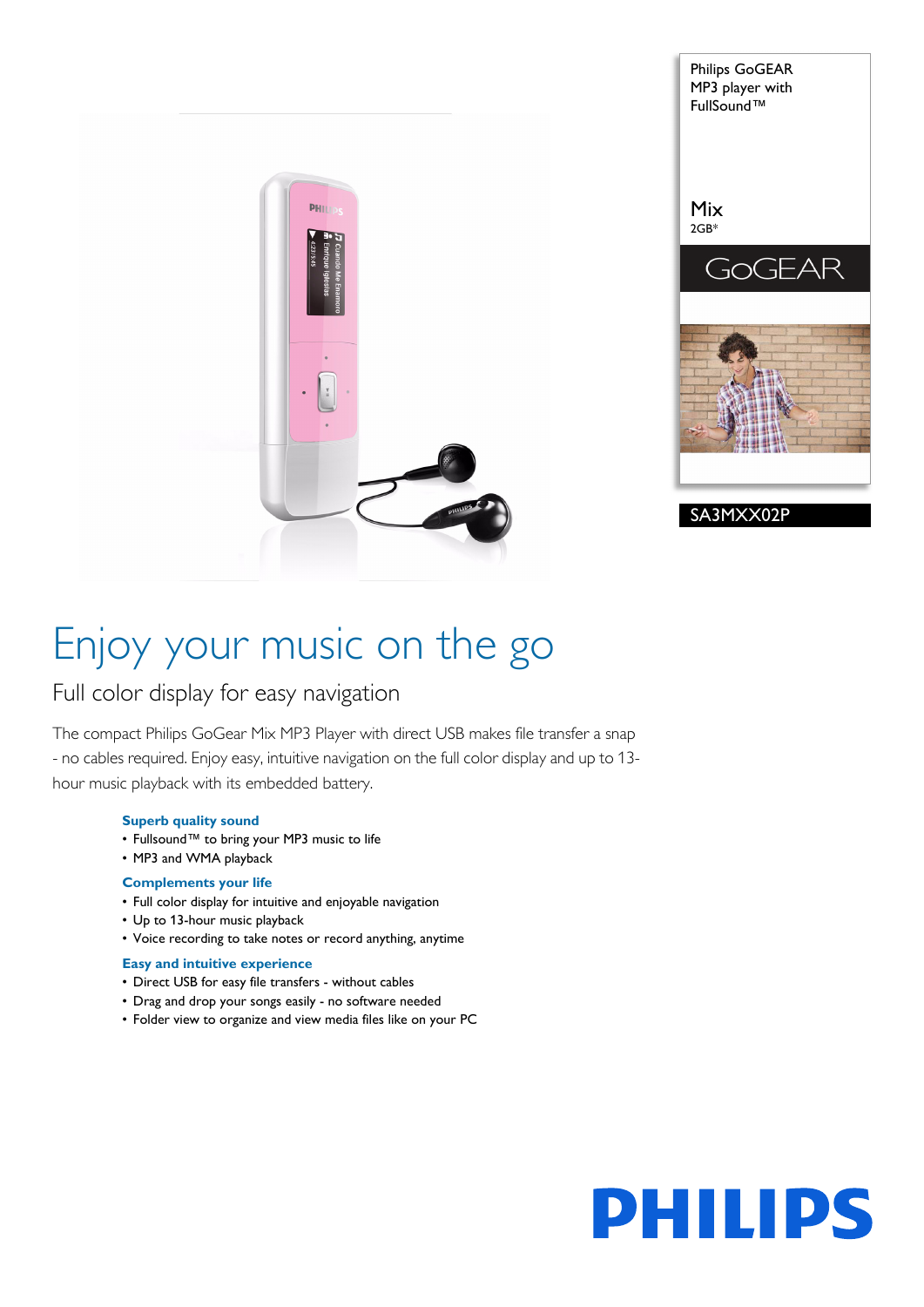Philips GoGEAR MP3 player with FullSound™

Mix
2GB*

GoGEAR

SA3MXX02P

# Enjoy your music on the go

## Full color display for easy navigation

The compact Philips GoGear Mix MP3 Player with direct USB makes file transfer a snap - no cables required. Enjoy easy, intuitive navigation on the full color display and up to 13-hour music playback with its embedded battery.

### Superb quality sound

- Fullsound™ to bring your MP3 music to life
- MP3 and WMA playback

### Complements your life

- Full color display for intuitive and enjoyable navigation
- Up to 13-hour music playback
- Voice recording to take notes or record anything, anytime

### Easy and intuitive experience

- Direct USB for easy file transfers - without cables
- Drag and drop your songs easily - no software needed
- Folder view to organize and view media files like on your PC

PHILIPS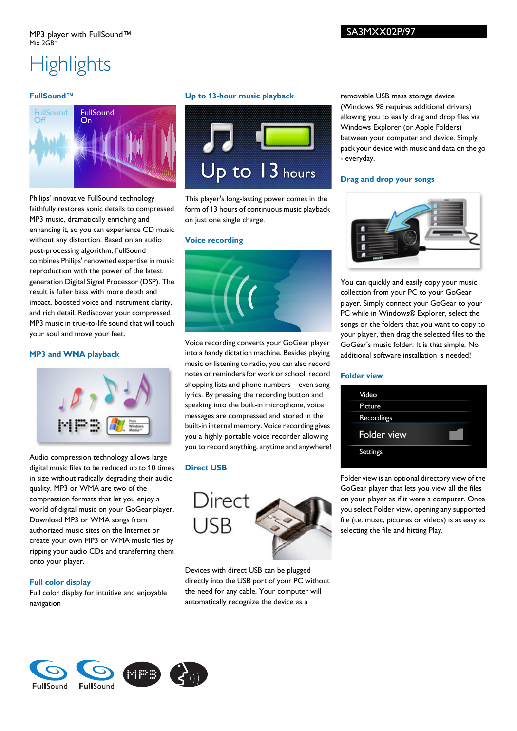MP3 player with FullSound™
Mix 2GB*

SA3MXX02P/97

# Highlights

### FullSound™

Philips' innovative FullSound technology faithfully restores sonic details to compressed MP3 music, dramatically enriching and enhancing it, so you can experience CD music without any distortion. Based on an audio post-processing algorithm, FullSound combines Philips' renowned expertise in music reproduction with the power of the latest generation Digital Signal Processor (DSP). The result is fuller bass with more depth and impact, boosted voice and instrument clarity, and rich detail. Rediscover your compressed MP3 music in true-to-life sound that will touch your soul and move your feet.

### MP3 and WMA playback

Audio compression technology allows large digital music files to be reduced up to 10 times in size without radically degrading their audio quality. MP3 or WMA are two of the compression formats that let you enjoy a world of digital music on your GoGear player. Download MP3 or WMA songs from authorized music sites on the Internet or create your own MP3 or WMA music files by ripping your audio CDs and transferring them onto your player.

### Full color display

Full color display for intuitive and enjoyable navigation

### Up to 13-hour music playback

This player's long-lasting power comes in the form of 13 hours of continuous music playback on just one single charge.

### Voice recording

Voice recording converts your GoGear player into a handy dictation machine. Besides playing music or listening to radio, you can also record notes or reminders for work or school, record shopping lists and phone numbers – even song lyrics. By pressing the recording button and speaking into the built-in microphone, voice messages are compressed and stored in the built-in internal memory. Voice recording gives you a highly portable voice recorder allowing you to record anything, anytime and anywhere!

### Direct USB

Devices with direct USB can be plugged directly into the USB port of your PC without the need for any cable. Your computer will automatically recognize the device as a removable USB mass storage device (Windows 98 requires additional drivers) allowing you to easily drag and drop files via Windows Explorer (or Apple Folders) between your computer and device. Simply pack your device with music and data on the go - everyday.

### Drag and drop your songs

You can quickly and easily copy your music collection from your PC to your GoGear player. Simply connect your GoGear to your PC while in Windows® Explorer, select the songs or the folders that you want to copy to your player, then drag the selected files to the GoGear's music folder. It is that simple. No additional software installation is needed!

### Folder view

Folder view is an optional directory view of the GoGear player that lets you view all the files on your player as if it were a computer. Once you select Folder view, opening any supported file (i.e. music, pictures or videos) is as easy as selecting the file and hitting Play.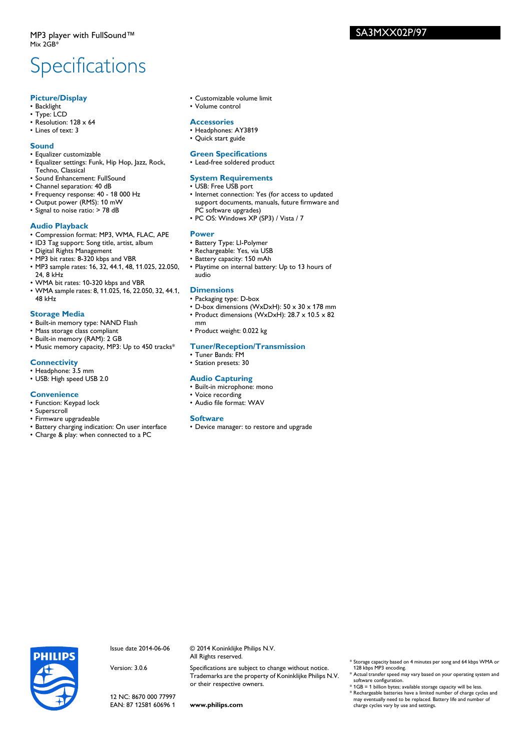MP3 player with FullSound™
Mix 2GB*

SA3MXX02P/97

# Specifications

## Picture/Display

- Backlight
- Type: LCD
- Resolution: 128 x 64
- Lines of text: 3

## Sound

- Equalizer customizable
- Equalizer settings: Funk, Hip Hop, Jazz, Rock, Techno, Classical
- Sound Enhancement: FullSound
- Channel separation: 40 dB
- Frequency response: 40 - 18 000 Hz
- Output power (RMS): 10 mW
- Signal to noise ratio: > 78 dB

## Audio Playback

- Compression format: MP3, WMA, FLAC, APE
- ID3 Tag support: Song title, artist, album
- Digital Rights Management
- MP3 bit rates: 8-320 kbps and VBR
- MP3 sample rates: 16, 32, 44.1, 48, 11.025, 22.050, 24, 8 kHz
- WMA bit rates: 10-320 kbps and VBR
- WMA sample rates: 8, 11.025, 16, 22.050, 32, 44.1, 48 kHz

## Storage Media

- Built-in memory type: NAND Flash
- Mass storage class compliant
- Built-in memory (RAM): 2 GB
- Music memory capacity, MP3: Up to 450 tracks*

## Connectivity

- Headphone: 3.5 mm
- USB: High speed USB 2.0

## Convenience

- Function: Keypad lock
- Superscroll
- Firmware upgradeable
- Battery charging indication: On user interface
- Charge & play: when connected to a PC
- Customizable volume limit
- Volume control

## Accessories

- Headphones: AY3819
- Quick start guide

## Green Specifications

- Lead-free soldered product

## System Requirements

- USB: Free USB port
- Internet connection: Yes (for access to updated support documents, manuals, future firmware and PC software upgrades)
- PC OS: Windows XP (SP3) / Vista / 7

## Power

- Battery Type: LI-Polymer
- Rechargeable: Yes, via USB
- Battery capacity: 150 mAh
- Playtime on internal battery: Up to 13 hours of audio

## Dimensions

- Packaging type: D-box
- D-box dimensions (WxDxH): 50 x 30 x 178 mm
- Product dimensions (WxDxH): 28.7 x 10.5 x 82 mm
- Product weight: 0.022 kg

## Tuner/Reception/Transmission

- Tuner Bands: FM
- Station presets: 30

## Audio Capturing

- Built-in microphone: mono
- Voice recording
- Audio file format: WAV

## Software

- Device manager: to restore and upgrade

Issue date 2014-06-06

Version: 3.0.6

12 NC: 8670 000 77997
EAN: 87 12581 60696 1

© 2014 Koninklijke Philips N.V.
All Rights reserved.

Specifications are subject to change without notice. Trademarks are the property of Koninklijke Philips N.V. or their respective owners.

**www.philips.com**

* Storage capacity based on 4 minutes per song and 64 kbps WMA or 128 kbps MP3 encoding.
* Actual transfer speed may vary based on your operating system and software configuration.
* 1GB = 1 billion bytes; available storage capacity will be less.
* Rechargeable batteries have a limited number of charge cycles and may eventually need to be replaced. Battery life and number of charge cycles vary by use and settings.